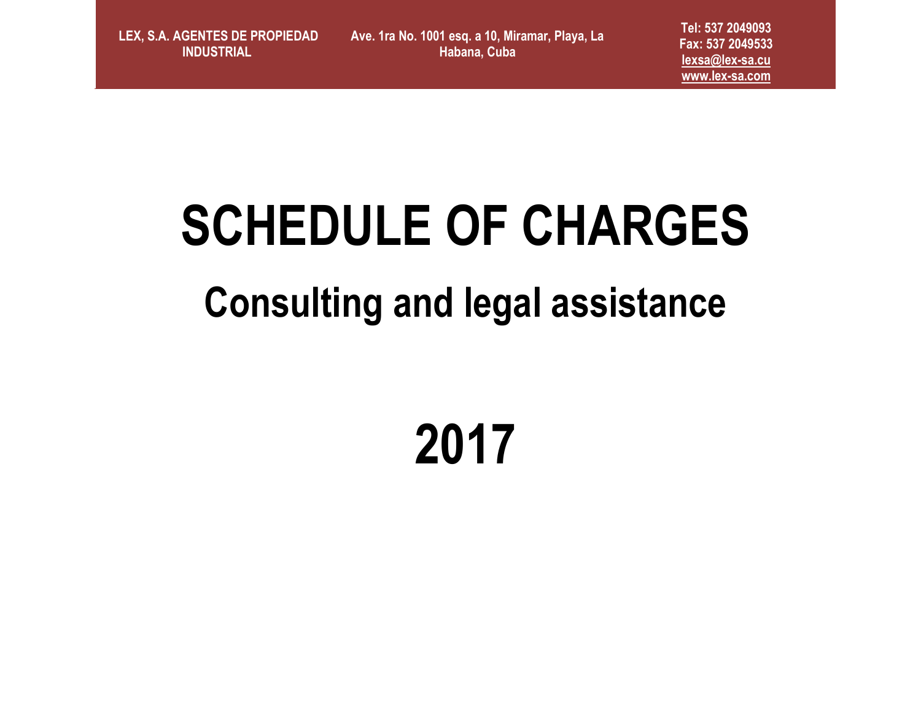LEX, S.A. AGENTES DE PROPIEDAD INDUSTRIAL

Ave. 1ra No. 1001 esq. a 10, Miramar, Playa, La Habana, Cuba

Tel: 537 2049093
Fax: 537 2049533
lexsa@lex-sa.cu
www.lex-sa.com

# SCHEDULE OF CHARGES

## Consulting and legal assistance

# 2017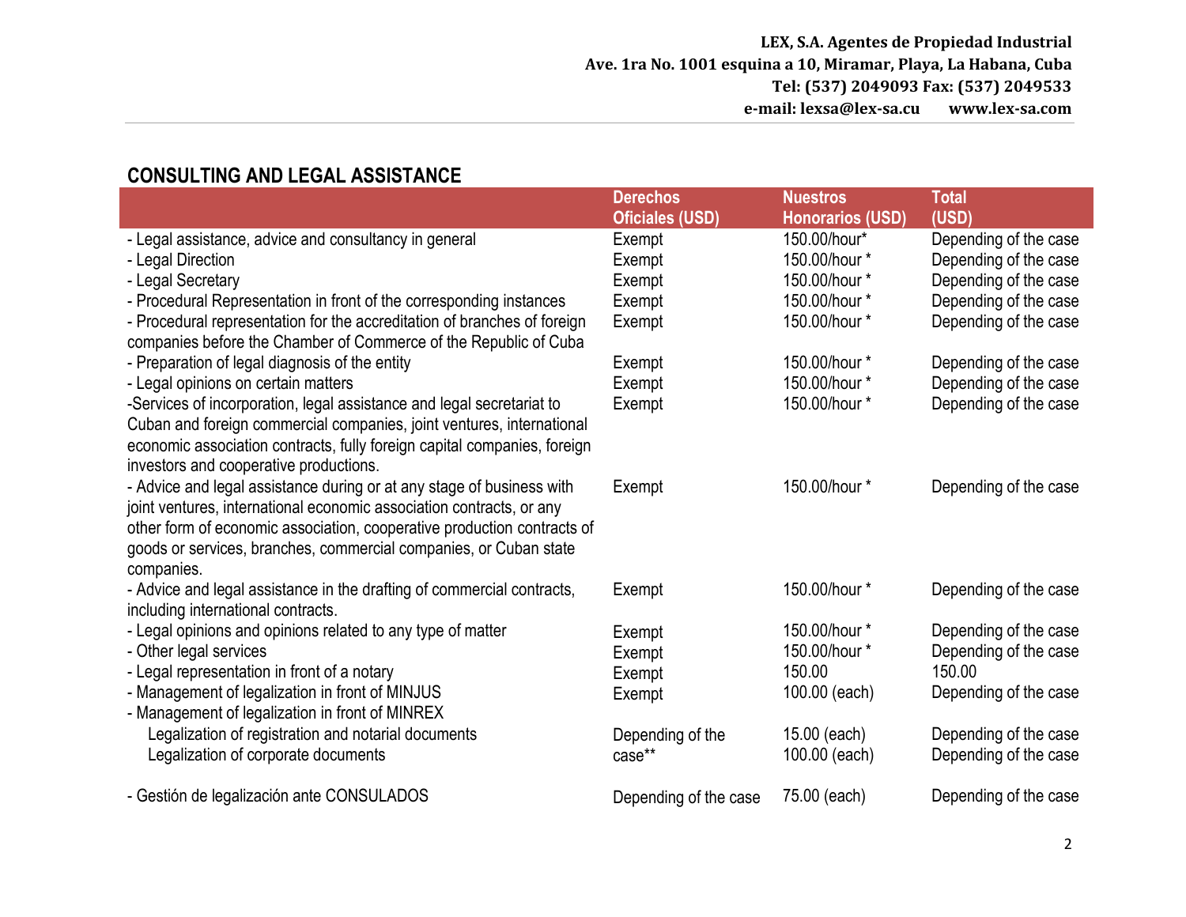## CONSULTING AND LEGAL ASSISTANCE

| | Derechos Oficiales (USD) | Nuestros Honorarios (USD) | Total (USD) |
|---|---|---|---|
| - Legal assistance, advice and consultancy in general | Exempt | 150.00/hour* | Depending of the case |
| - Legal Direction | Exempt | 150.00/hour * | Depending of the case |
| - Legal Secretary | Exempt | 150.00/hour * | Depending of the case |
| - Procedural Representation in front of the corresponding instances | Exempt | 150.00/hour * | Depending of the case |
| - Procedural representation for the accreditation of branches of foreign companies before the Chamber of Commerce of the Republic of Cuba | Exempt | 150.00/hour * | Depending of the case |
| - Preparation of legal diagnosis of the entity | Exempt | 150.00/hour * | Depending of the case |
| - Legal opinions on certain matters | Exempt | 150.00/hour * | Depending of the case |
| -Services of incorporation, legal assistance and legal secretariat to Cuban and foreign commercial companies, joint ventures, international economic association contracts, fully foreign capital companies, foreign investors and cooperative productions. | Exempt | 150.00/hour * | Depending of the case |
| - Advice and legal assistance during or at any stage of business with joint ventures, international economic association contracts, or any other form of economic association, cooperative production contracts of goods or services, branches, commercial companies, or Cuban state companies. | Exempt | 150.00/hour * | Depending of the case |
| - Advice and legal assistance in the drafting of commercial contracts, including international contracts. | Exempt | 150.00/hour * | Depending of the case |
| - Legal opinions and opinions related to any type of matter | Exempt | 150.00/hour * | Depending of the case |
| - Other legal services | Exempt | 150.00/hour * | Depending of the case |
| - Legal representation in front of a notary | Exempt | 150.00 | 150.00 |
| - Management of legalization in front of MINJUS | Exempt | 100.00 (each) | Depending of the case |
| - Management of legalization in front of MINREX | | | |
| Legalization of registration and notarial documents | Depending of the case** | 15.00 (each) | Depending of the case |
| Legalization of corporate documents | | 100.00 (each) | Depending of the case |
| - Gestión de legalización ante CONSULADOS | Depending of the case | 75.00 (each) | Depending of the case |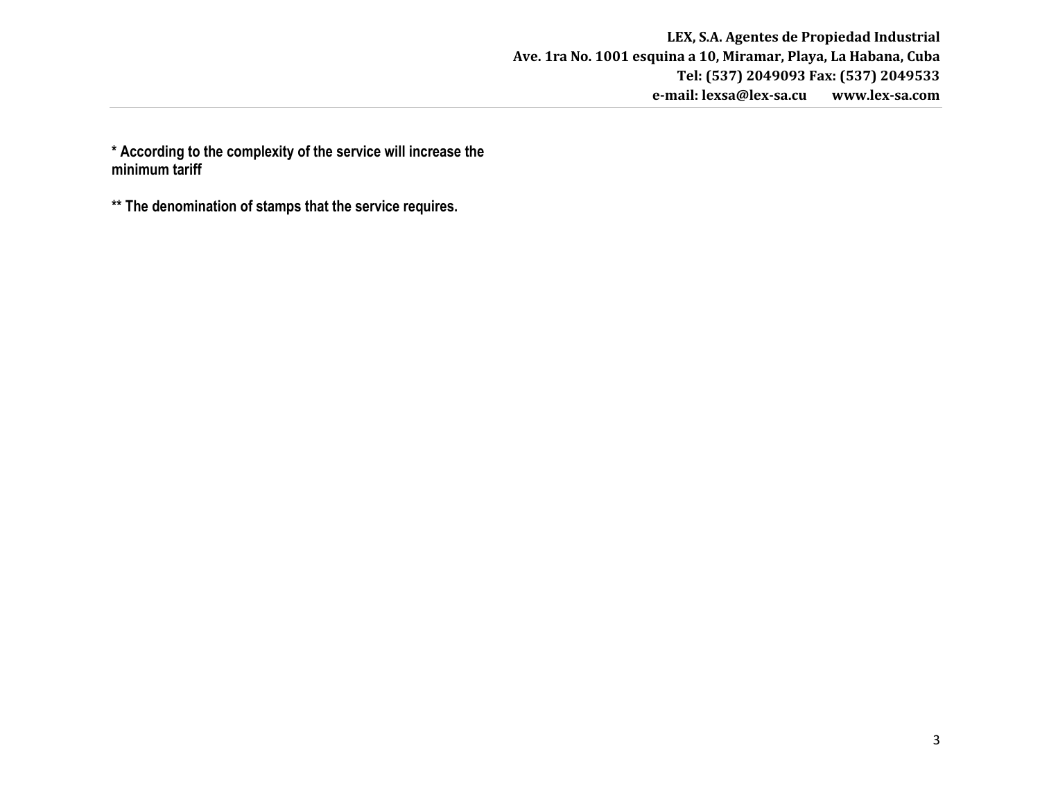**\* According to the complexity of the service will increase the minimum tariff**

**\*\* The denomination of stamps that the service requires.**

**\* According to the complexity of the service will increase the minimum tariff**

* According to the complexity of the service will increase the minimum tariff

** The denomination of stamps that the service requires.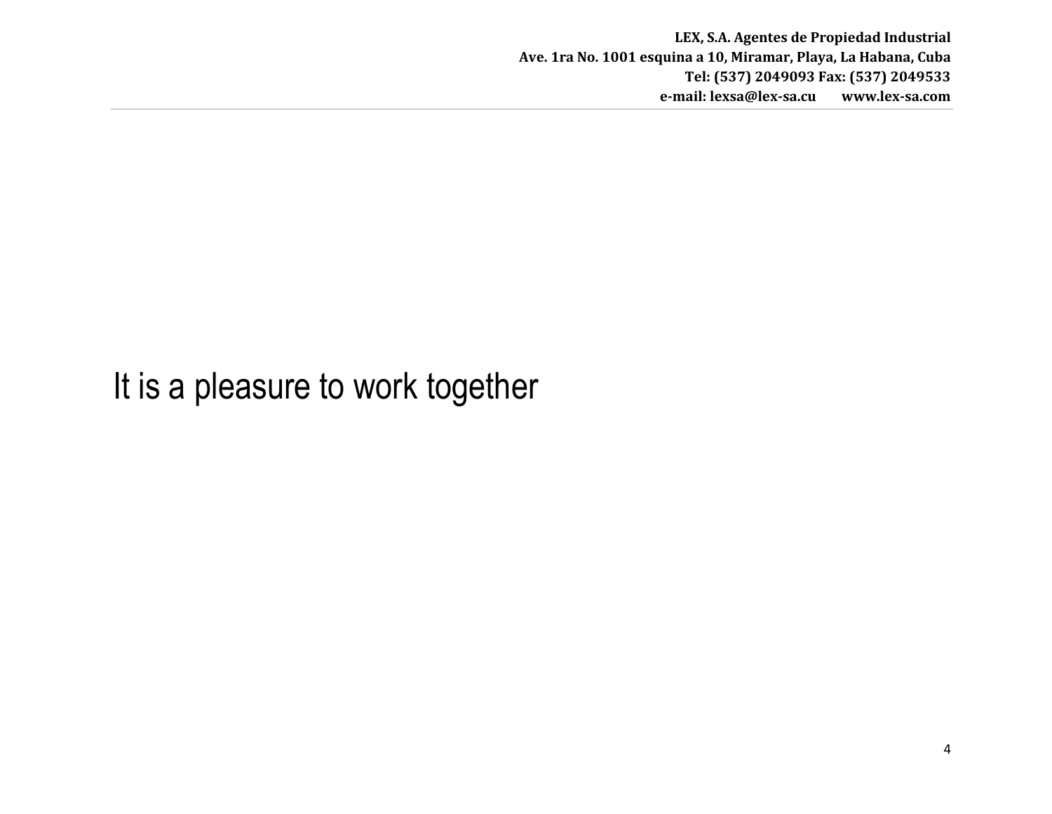It is a pleasure to work together